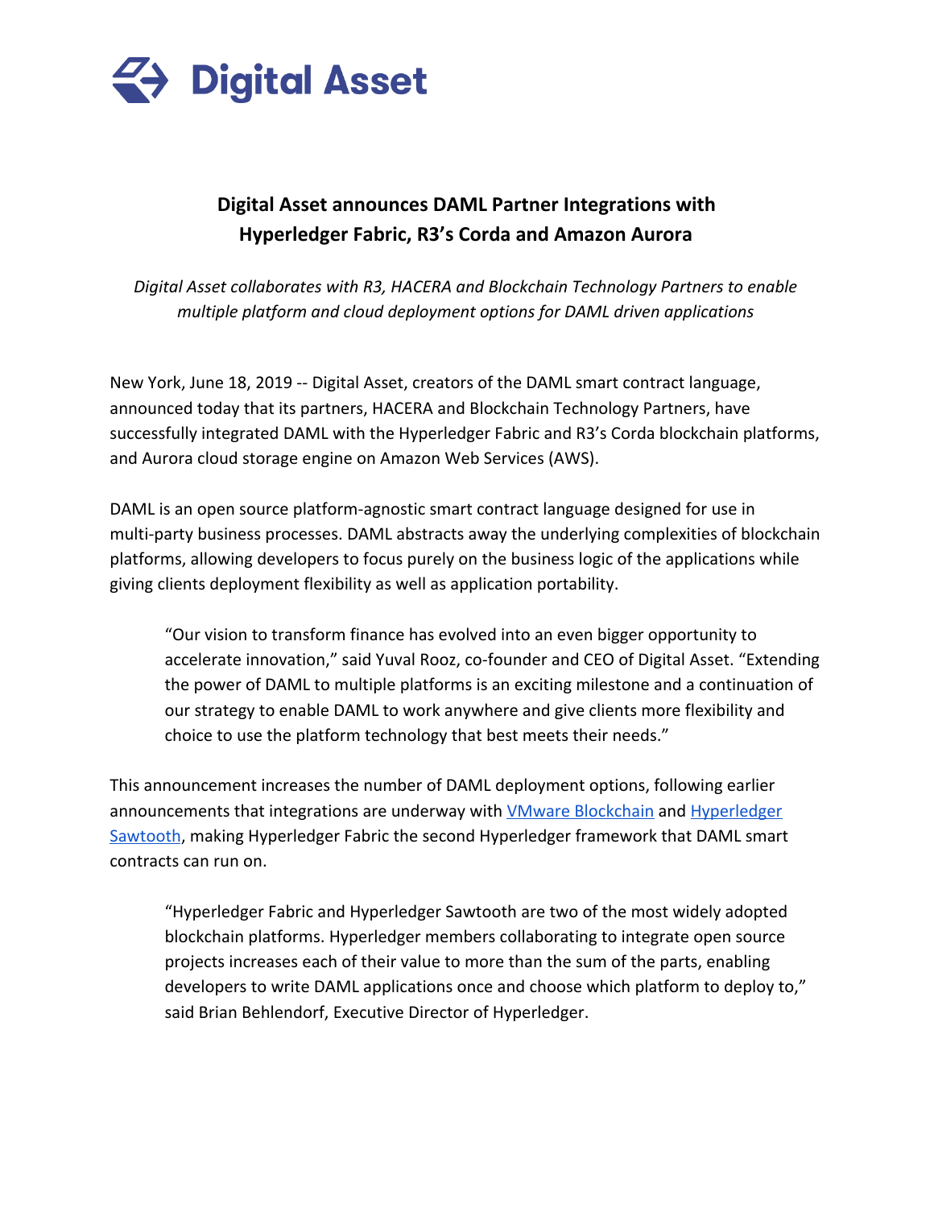**Digital Asset**

# Digital Asset announces DAML Partner Integrations with Hyperledger Fabric, R3's Corda and Amazon Aurora

*Digital Asset collaborates with R3, HACERA and Blockchain Technology Partners to enable multiple platform and cloud deployment options for DAML driven applications*

New York, June 18, 2019 -- Digital Asset, creators of the DAML smart contract language, announced today that its partners, HACERA and Blockchain Technology Partners, have successfully integrated DAML with the Hyperledger Fabric and R3's Corda blockchain platforms, and Aurora cloud storage engine on Amazon Web Services (AWS).

DAML is an open source platform-agnostic smart contract language designed for use in multi-party business processes. DAML abstracts away the underlying complexities of blockchain platforms, allowing developers to focus purely on the business logic of the applications while giving clients deployment flexibility as well as application portability.

> "Our vision to transform finance has evolved into an even bigger opportunity to accelerate innovation," said Yuval Rooz, co-founder and CEO of Digital Asset. "Extending the power of DAML to multiple platforms is an exciting milestone and a continuation of our strategy to enable DAML to work anywhere and give clients more flexibility and choice to use the platform technology that best meets their needs."

This announcement increases the number of DAML deployment options, following earlier announcements that integrations are underway with VMware Blockchain and Hyperledger Sawtooth, making Hyperledger Fabric the second Hyperledger framework that DAML smart contracts can run on.

> "Hyperledger Fabric and Hyperledger Sawtooth are two of the most widely adopted blockchain platforms. Hyperledger members collaborating to integrate open source projects increases each of their value to more than the sum of the parts, enabling developers to write DAML applications once and choose which platform to deploy to," said Brian Behlendorf, Executive Director of Hyperledger.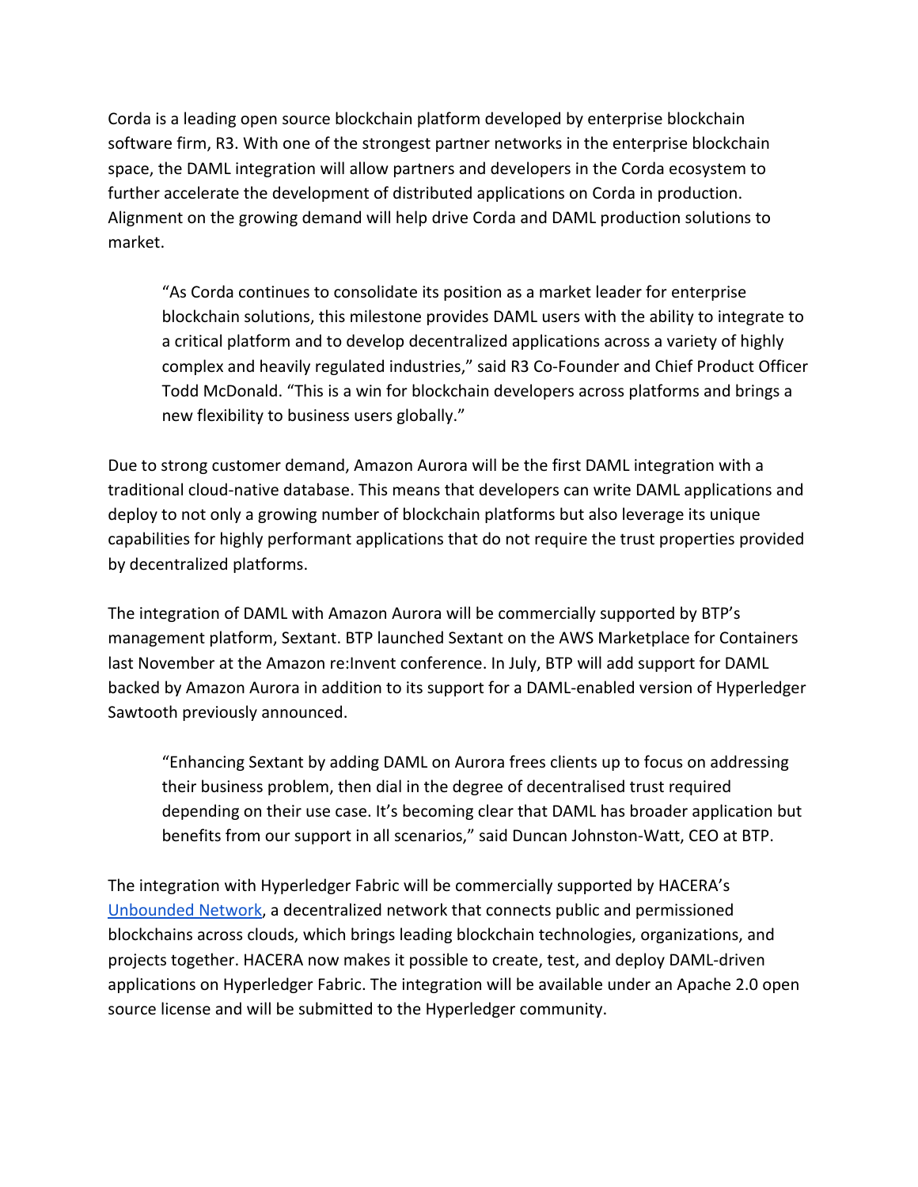Corda is a leading open source blockchain platform developed by enterprise blockchain software firm, R3. With one of the strongest partner networks in the enterprise blockchain space, the DAML integration will allow partners and developers in the Corda ecosystem to further accelerate the development of distributed applications on Corda in production. Alignment on the growing demand will help drive Corda and DAML production solutions to market.

> "As Corda continues to consolidate its position as a market leader for enterprise blockchain solutions, this milestone provides DAML users with the ability to integrate to a critical platform and to develop decentralized applications across a variety of highly complex and heavily regulated industries," said R3 Co-Founder and Chief Product Officer Todd McDonald. "This is a win for blockchain developers across platforms and brings a new flexibility to business users globally."

Due to strong customer demand, Amazon Aurora will be the first DAML integration with a traditional cloud-native database. This means that developers can write DAML applications and deploy to not only a growing number of blockchain platforms but also leverage its unique capabilities for highly performant applications that do not require the trust properties provided by decentralized platforms.

The integration of DAML with Amazon Aurora will be commercially supported by BTP's management platform, Sextant. BTP launched Sextant on the AWS Marketplace for Containers last November at the Amazon re:Invent conference. In July, BTP will add support for DAML backed by Amazon Aurora in addition to its support for a DAML-enabled version of Hyperledger Sawtooth previously announced.

> "Enhancing Sextant by adding DAML on Aurora frees clients up to focus on addressing their business problem, then dial in the degree of decentralised trust required depending on their use case. It's becoming clear that DAML has broader application but benefits from our support in all scenarios," said Duncan Johnston-Watt, CEO at BTP.

The integration with Hyperledger Fabric will be commercially supported by HACERA's Unbounded Network, a decentralized network that connects public and permissioned blockchains across clouds, which brings leading blockchain technologies, organizations, and projects together. HACERA now makes it possible to create, test, and deploy DAML-driven applications on Hyperledger Fabric. The integration will be available under an Apache 2.0 open source license and will be submitted to the Hyperledger community.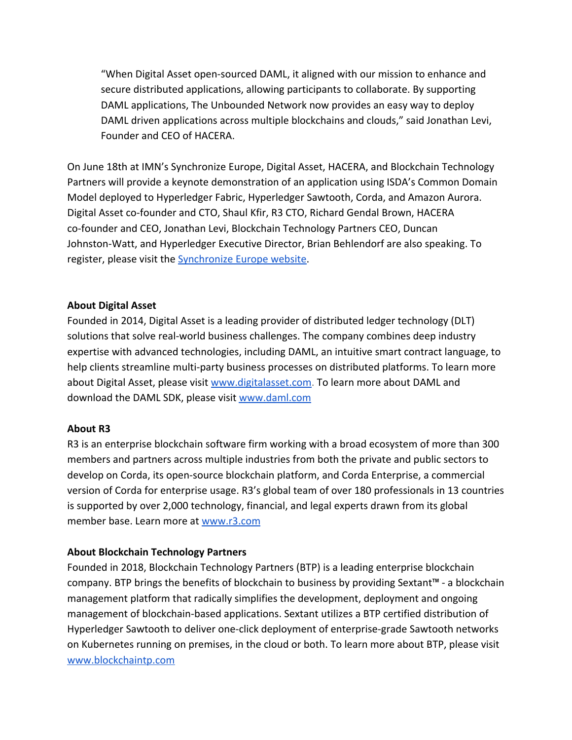> “When Digital Asset open-sourced DAML, it aligned with our mission to enhance and secure distributed applications, allowing participants to collaborate. By supporting DAML applications, The Unbounded Network now provides an easy way to deploy DAML driven applications across multiple blockchains and clouds,” said Jonathan Levi, Founder and CEO of HACERA.

On June 18th at IMN’s Synchronize Europe, Digital Asset, HACERA, and Blockchain Technology Partners will provide a keynote demonstration of an application using ISDA’s Common Domain Model deployed to Hyperledger Fabric, Hyperledger Sawtooth, Corda, and Amazon Aurora. Digital Asset co-founder and CTO, Shaul Kfir, R3 CTO, Richard Gendal Brown, HACERA co-founder and CEO, Jonathan Levi, Blockchain Technology Partners CEO, Duncan Johnston-Watt, and Hyperledger Executive Director, Brian Behlendorf are also speaking. To register, please visit the Synchronize Europe website.

**About Digital Asset**
Founded in 2014, Digital Asset is a leading provider of distributed ledger technology (DLT) solutions that solve real-world business challenges. The company combines deep industry expertise with advanced technologies, including DAML, an intuitive smart contract language, to help clients streamline multi-party business processes on distributed platforms. To learn more about Digital Asset, please visit www.digitalasset.com. To learn more about DAML and download the DAML SDK, please visit www.daml.com

**About R3**
R3 is an enterprise blockchain software firm working with a broad ecosystem of more than 300 members and partners across multiple industries from both the private and public sectors to develop on Corda, its open-source blockchain platform, and Corda Enterprise, a commercial version of Corda for enterprise usage. R3’s global team of over 180 professionals in 13 countries is supported by over 2,000 technology, financial, and legal experts drawn from its global member base. Learn more at www.r3.com

**About Blockchain Technology Partners**
Founded in 2018, Blockchain Technology Partners (BTP) is a leading enterprise blockchain company. BTP brings the benefits of blockchain to business by providing Sextant™ - a blockchain management platform that radically simplifies the development, deployment and ongoing management of blockchain-based applications. Sextant utilizes a BTP certified distribution of Hyperledger Sawtooth to deliver one-click deployment of enterprise-grade Sawtooth networks on Kubernetes running on premises, in the cloud or both. To learn more about BTP, please visit www.blockchaintp.com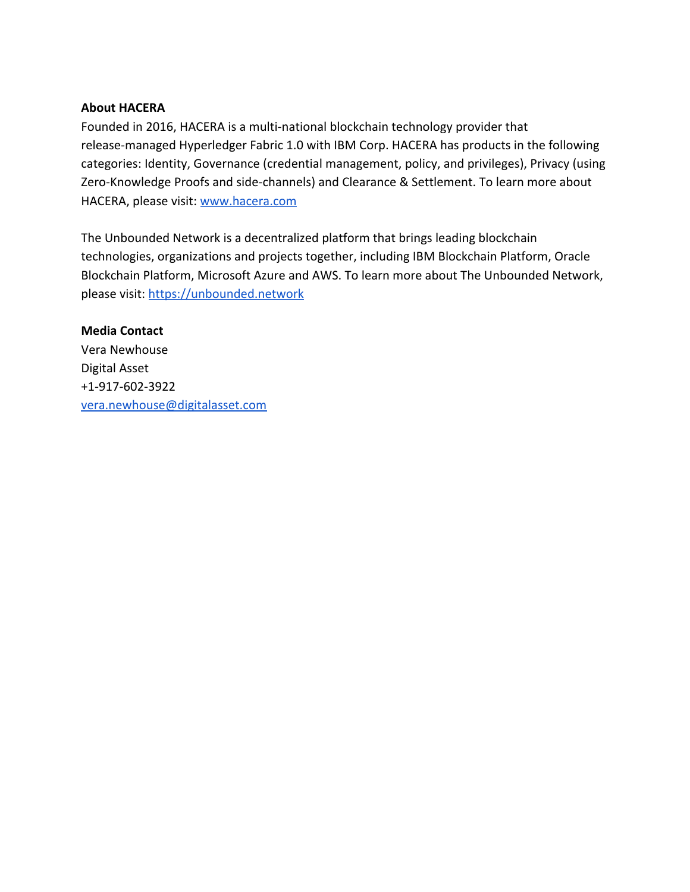**About HACERA**

Founded in 2016, HACERA is a multi-national blockchain technology provider that release-managed Hyperledger Fabric 1.0 with IBM Corp. HACERA has products in the following categories: Identity, Governance (credential management, policy, and privileges), Privacy (using Zero-Knowledge Proofs and side-channels) and Clearance & Settlement. To learn more about HACERA, please visit: [www.hacera.com](http://www.hacera.com)

The Unbounded Network is a decentralized platform that brings leading blockchain technologies, organizations and projects together, including IBM Blockchain Platform, Oracle Blockchain Platform, Microsoft Azure and AWS. To learn more about The Unbounded Network, please visit: [https://unbounded.network](https://unbounded.network)

**Media Contact**

Vera Newhouse
Digital Asset
+1-917-602-3922
[vera.newhouse@digitalasset.com](mailto:vera.newhouse@digitalasset.com)